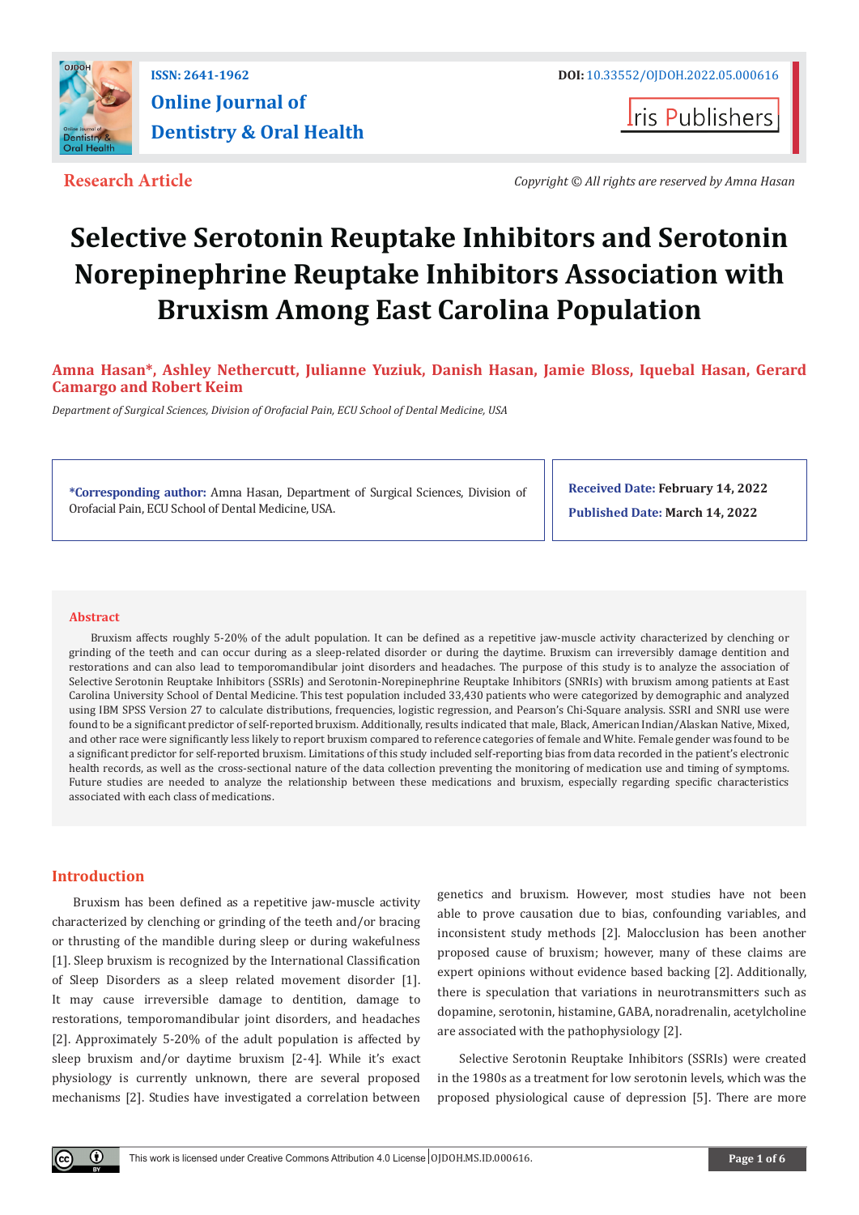ISSN: 2641-1962

# Online Journal of Dentistry & Oral Health

DOI: 10.33552/OJDOH.2022.05.000616

Iris Publishers

**Research Article**

*Copyright © All rights are reserved by Amna Hasan*

# Selective Serotonin Reuptake Inhibitors and Serotonin Norepinephrine Reuptake Inhibitors Association with Bruxism Among East Carolina Population

**Amna Hasan\*, Ashley Nethercutt, Julianne Yuziuk, Danish Hasan, Jamie Bloss, Iquebal Hasan, Gerard Camargo and Robert Keim**

*Department of Surgical Sciences, Division of Orofacial Pain, ECU School of Dental Medicine, USA*

**\*Corresponding author:** Amna Hasan, Department of Surgical Sciences, Division of Orofacial Pain, ECU School of Dental Medicine, USA.

**Received Date: February 14, 2022**

**Published Date: March 14, 2022**

## Abstract

Bruxism affects roughly 5-20% of the adult population. It can be defined as a repetitive jaw-muscle activity characterized by clenching or grinding of the teeth and can occur during as a sleep-related disorder or during the daytime. Bruxism can irreversibly damage dentition and restorations and can also lead to temporomandibular joint disorders and headaches. The purpose of this study is to analyze the association of Selective Serotonin Reuptake Inhibitors (SSRIs) and Serotonin-Norepinephrine Reuptake Inhibitors (SNRIs) with bruxism among patients at East Carolina University School of Dental Medicine. This test population included 33,430 patients who were categorized by demographic and analyzed using IBM SPSS Version 27 to calculate distributions, frequencies, logistic regression, and Pearson's Chi-Square analysis. SSRI and SNRI use were found to be a significant predictor of self-reported bruxism. Additionally, results indicated that male, Black, American Indian/Alaskan Native, Mixed, and other race were significantly less likely to report bruxism compared to reference categories of female and White. Female gender was found to be a significant predictor for self-reported bruxism. Limitations of this study included self-reporting bias from data recorded in the patient's electronic health records, as well as the cross-sectional nature of the data collection preventing the monitoring of medication use and timing of symptoms. Future studies are needed to analyze the relationship between these medications and bruxism, especially regarding specific characteristics associated with each class of medications.

## Introduction

Bruxism has been defined as a repetitive jaw-muscle activity characterized by clenching or grinding of the teeth and/or bracing or thrusting of the mandible during sleep or during wakefulness [1]. Sleep bruxism is recognized by the International Classification of Sleep Disorders as a sleep related movement disorder [1]. It may cause irreversible damage to dentition, damage to restorations, temporomandibular joint disorders, and headaches [2]. Approximately 5-20% of the adult population is affected by sleep bruxism and/or daytime bruxism [2-4]. While it's exact physiology is currently unknown, there are several proposed mechanisms [2]. Studies have investigated a correlation between genetics and bruxism. However, most studies have not been able to prove causation due to bias, confounding variables, and inconsistent study methods [2]. Malocclusion has been another proposed cause of bruxism; however, many of these claims are expert opinions without evidence based backing [2]. Additionally, there is speculation that variations in neurotransmitters such as dopamine, serotonin, histamine, GABA, noradrenalin, acetylcholine are associated with the pathophysiology [2].

Selective Serotonin Reuptake Inhibitors (SSRIs) were created in the 1980s as a treatment for low serotonin levels, which was the proposed physiological cause of depression [5]. There are more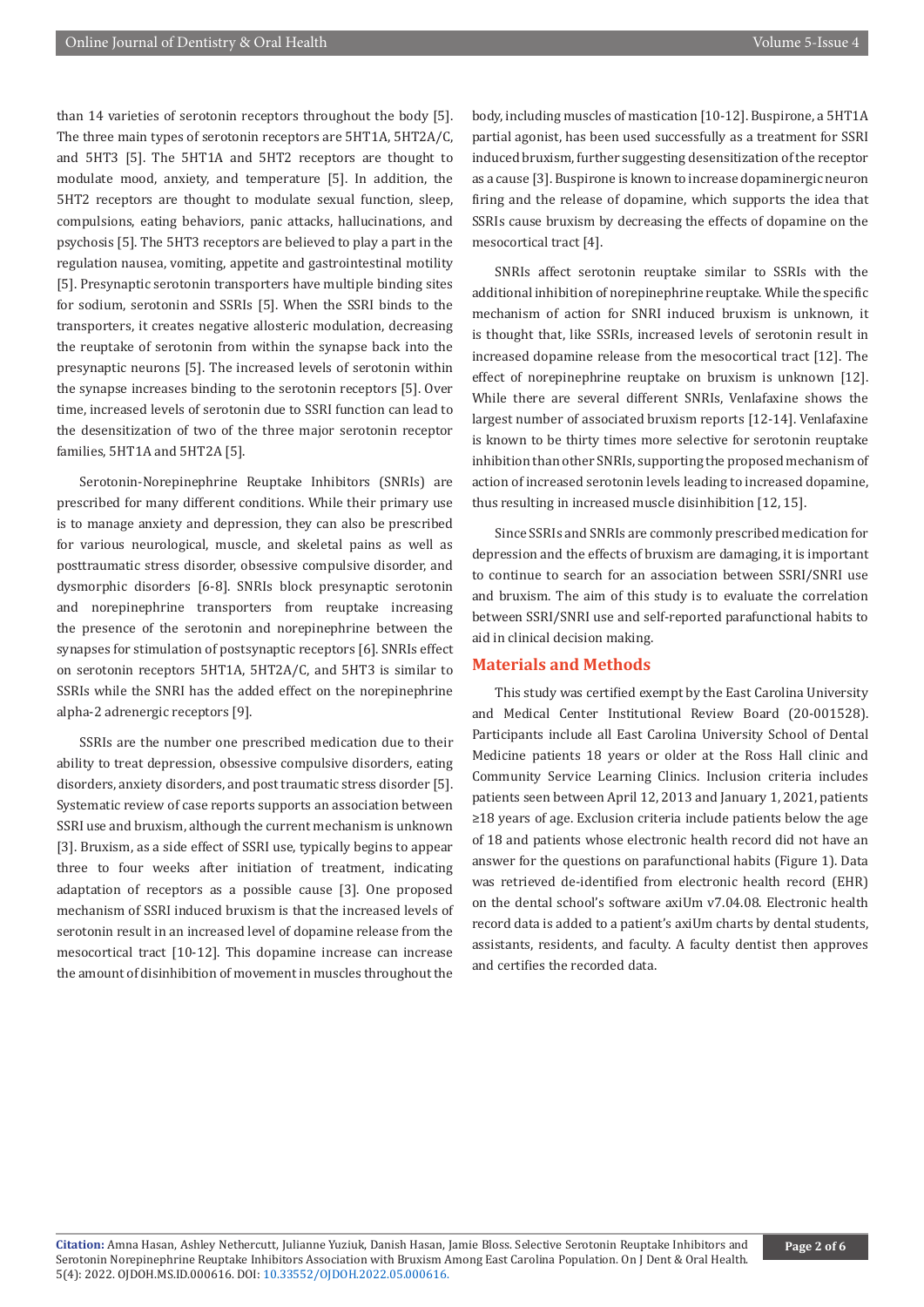than 14 varieties of serotonin receptors throughout the body [5]. The three main types of serotonin receptors are 5HT1A, 5HT2A/C, and 5HT3 [5]. The 5HT1A and 5HT2 receptors are thought to modulate mood, anxiety, and temperature [5]. In addition, the 5HT2 receptors are thought to modulate sexual function, sleep, compulsions, eating behaviors, panic attacks, hallucinations, and psychosis [5]. The 5HT3 receptors are believed to play a part in the regulation nausea, vomiting, appetite and gastrointestinal motility [5]. Presynaptic serotonin transporters have multiple binding sites for sodium, serotonin and SSRIs [5]. When the SSRI binds to the transporters, it creates negative allosteric modulation, decreasing the reuptake of serotonin from within the synapse back into the presynaptic neurons [5]. The increased levels of serotonin within the synapse increases binding to the serotonin receptors [5]. Over time, increased levels of serotonin due to SSRI function can lead to the desensitization of two of the three major serotonin receptor families, 5HT1A and 5HT2A [5].

Serotonin-Norepinephrine Reuptake Inhibitors (SNRIs) are prescribed for many different conditions. While their primary use is to manage anxiety and depression, they can also be prescribed for various neurological, muscle, and skeletal pains as well as posttraumatic stress disorder, obsessive compulsive disorder, and dysmorphic disorders [6-8]. SNRIs block presynaptic serotonin and norepinephrine transporters from reuptake increasing the presence of the serotonin and norepinephrine between the synapses for stimulation of postsynaptic receptors [6]. SNRIs effect on serotonin receptors 5HT1A, 5HT2A/C, and 5HT3 is similar to SSRIs while the SNRI has the added effect on the norepinephrine alpha-2 adrenergic receptors [9].

SSRIs are the number one prescribed medication due to their ability to treat depression, obsessive compulsive disorders, eating disorders, anxiety disorders, and post traumatic stress disorder [5]. Systematic review of case reports supports an association between SSRI use and bruxism, although the current mechanism is unknown [3]. Bruxism, as a side effect of SSRI use, typically begins to appear three to four weeks after initiation of treatment, indicating adaptation of receptors as a possible cause [3]. One proposed mechanism of SSRI induced bruxism is that the increased levels of serotonin result in an increased level of dopamine release from the mesocortical tract [10-12]. This dopamine increase can increase the amount of disinhibition of movement in muscles throughout the body, including muscles of mastication [10-12]. Buspirone, a 5HT1A partial agonist, has been used successfully as a treatment for SSRI induced bruxism, further suggesting desensitization of the receptor as a cause [3]. Buspirone is known to increase dopaminergic neuron firing and the release of dopamine, which supports the idea that SSRIs cause bruxism by decreasing the effects of dopamine on the mesocortical tract [4].

SNRIs affect serotonin reuptake similar to SSRIs with the additional inhibition of norepinephrine reuptake. While the specific mechanism of action for SNRI induced bruxism is unknown, it is thought that, like SSRIs, increased levels of serotonin result in increased dopamine release from the mesocortical tract [12]. The effect of norepinephrine reuptake on bruxism is unknown [12]. While there are several different SNRIs, Venlafaxine shows the largest number of associated bruxism reports [12-14]. Venlafaxine is known to be thirty times more selective for serotonin reuptake inhibition than other SNRIs, supporting the proposed mechanism of action of increased serotonin levels leading to increased dopamine, thus resulting in increased muscle disinhibition [12, 15].

Since SSRIs and SNRIs are commonly prescribed medication for depression and the effects of bruxism are damaging, it is important to continue to search for an association between SSRI/SNRI use and bruxism. The aim of this study is to evaluate the correlation between SSRI/SNRI use and self-reported parafunctional habits to aid in clinical decision making.

## Materials and Methods

This study was certified exempt by the East Carolina University and Medical Center Institutional Review Board (20-001528). Participants include all East Carolina University School of Dental Medicine patients 18 years or older at the Ross Hall clinic and Community Service Learning Clinics. Inclusion criteria includes patients seen between April 12, 2013 and January 1, 2021, patients ≥18 years of age. Exclusion criteria include patients below the age of 18 and patients whose electronic health record did not have an answer for the questions on parafunctional habits (Figure 1). Data was retrieved de-identified from electronic health record (EHR) on the dental school's software axiUm v7.04.08. Electronic health record data is added to a patient's axiUm charts by dental students, assistants, residents, and faculty. A faculty dentist then approves and certifies the recorded data.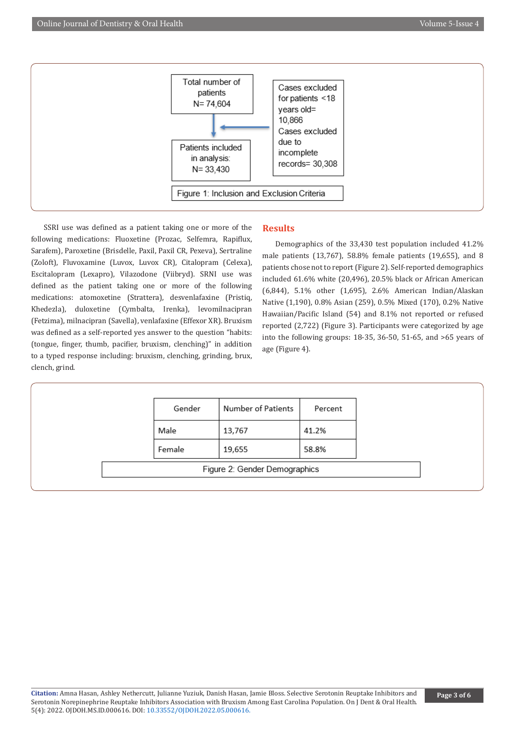Total number of patients N= 74,604

Cases excluded for patients <18 years old= 10,866

Cases excluded due to incomplete records= 30,308

Patients included in analysis: N= 33,430

Figure 1: Inclusion and Exclusion Criteria

SSRI use was defined as a patient taking one or more of the following medications: Fluoxetine (Prozac, Selfemra, Rapiflux, Sarafem), Paroxetine (Brisdelle, Paxil, Paxil CR, Pexeva), Sertraline (Zoloft), Fluvoxamine (Luvox, Luvox CR), Citalopram (Celexa), Escitalopram (Lexapro), Vilazodone (Viibryd). SRNI use was defined as the patient taking one or more of the following medications: atomoxetine (Strattera), desvenlafaxine (Pristiq, Khedezla), duloxetine (Cymbalta, Irenka), levomilnacipran (Fetzima), milnacipran (Savella), venlafaxine (Effexor XR). Bruxism was defined as a self-reported yes answer to the question "habits: (tongue, finger, thumb, pacifier, bruxism, clenching)" in addition to a typed response including: bruxism, clenching, grinding, brux, clench, grind.

## Results

Demographics of the 33,430 test population included 41.2% male patients (13,767), 58.8% female patients (19,655), and 8 patients chose not to report (Figure 2). Self-reported demographics included 61.6% white (20,496), 20.5% black or African American (6,844), 5.1% other (1,695), 2.6% American Indian/Alaskan Native (1,190), 0.8% Asian (259), 0.5% Mixed (170), 0.2% Native Hawaiian/Pacific Island (54) and 8.1% not reported or refused reported (2,722) (Figure 3). Participants were categorized by age into the following groups: 18-35, 36-50, 51-65, and >65 years of age (Figure 4).

| Gender | Number of Patients | Percent |
|---|---|---|
| Male | 13,767 | 41.2% |
| Female | 19,655 | 58.8% |

Figure 2: Gender Demographics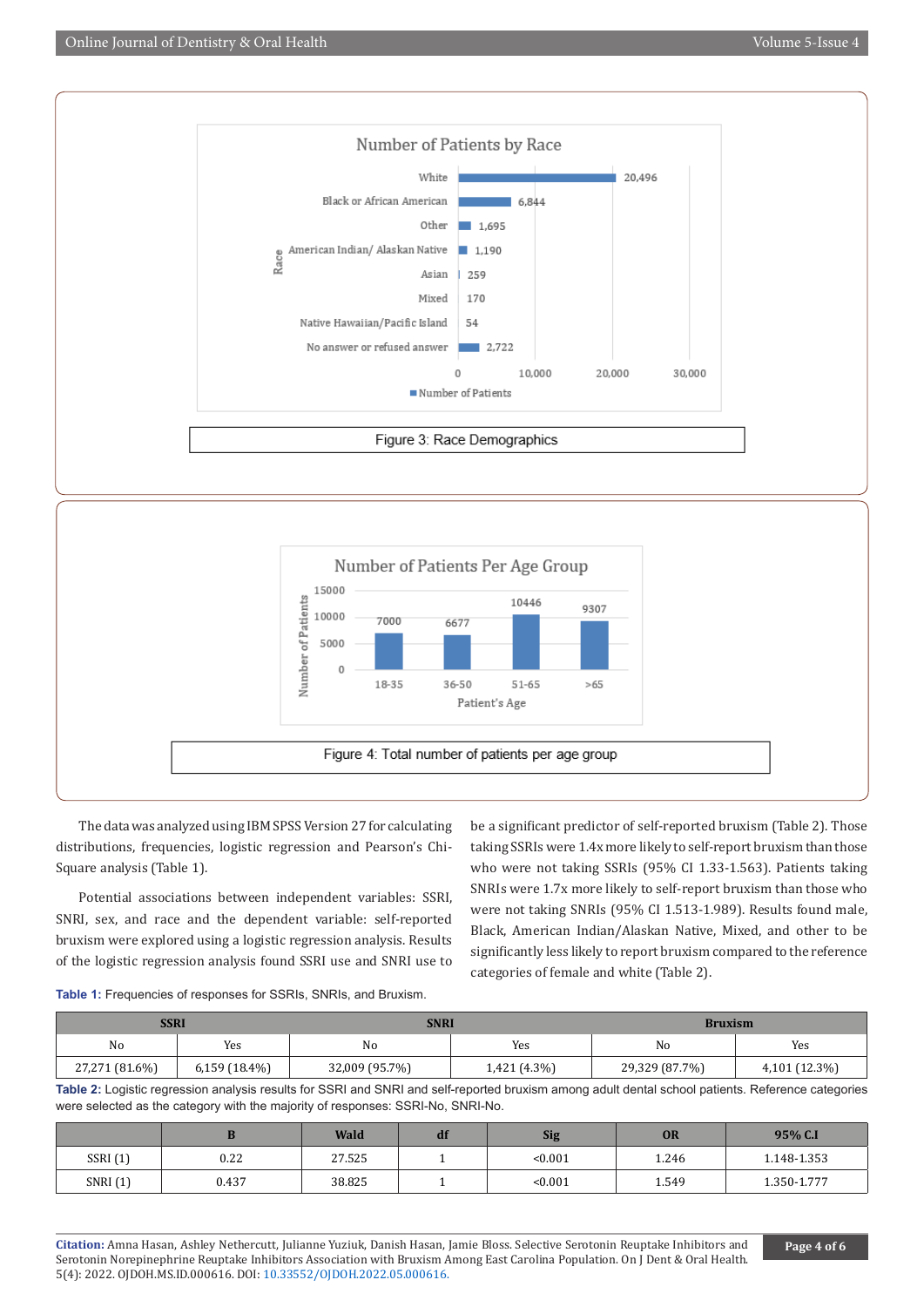Number of Patients by Race

Race

White 20,496
Black or African American 6,844
Other 1,695
American Indian/ Alaskan Native 1,190
Asian 259
Mixed 170
Native Hawaiian/Pacific Island 54
No answer or refused answer 2,722

0 10,000 20,000 30,000

Number of Patients

Figure 3: Race Demographics

Number of Patients Per Age Group

Number of Patients

15000
10000
5000
0

7000 6677 10446 9307

18-35 36-50 51-65 >65

Patient's Age

Figure 4: Total number of patients per age group

The data was analyzed using IBM SPSS Version 27 for calculating distributions, frequencies, logistic regression and Pearson's Chi-Square analysis (Table 1).

Potential associations between independent variables: SSRI, SNRI, sex, and race and the dependent variable: self-reported bruxism were explored using a logistic regression analysis. Results of the logistic regression analysis found SSRI use and SNRI use to be a significant predictor of self-reported bruxism (Table 2). Those taking SSRIs were 1.4x more likely to self-report bruxism than those who were not taking SSRIs (95% CI 1.33-1.563). Patients taking SNRIs were 1.7x more likely to self-report bruxism than those who were not taking SNRIs (95% CI 1.513-1.989). Results found male, Black, American Indian/Alaskan Native, Mixed, and other to be significantly less likely to report bruxism compared to the reference categories of female and white (Table 2).

**Table 1:** Frequencies of responses for SSRIs, SNRIs, and Bruxism.

| SSRI | | SNRI | | Bruxism | |
|---|---|---|---|---|---|
| No | Yes | No | Yes | No | Yes |
| 27,271 (81.6%) | 6,159 (18.4%) | 32,009 (95.7%) | 1,421 (4.3%) | 29,329 (87.7%) | 4,101 (12.3%) |

**Table 2:** Logistic regression analysis results for SSRI and SNRI and self-reported bruxism among adult dental school patients. Reference categories were selected as the category with the majority of responses: SSRI-No, SNRI-No.

| | B | Wald | df | Sig | OR | 95% C.I |
|---|---|---|---|---|---|---|
| SSRI (1) | 0.22 | 27.525 | 1 | <0.001 | 1.246 | 1.148-1.353 |
| SNRI (1) | 0.437 | 38.825 | 1 | <0.001 | 1.549 | 1.350-1.777 |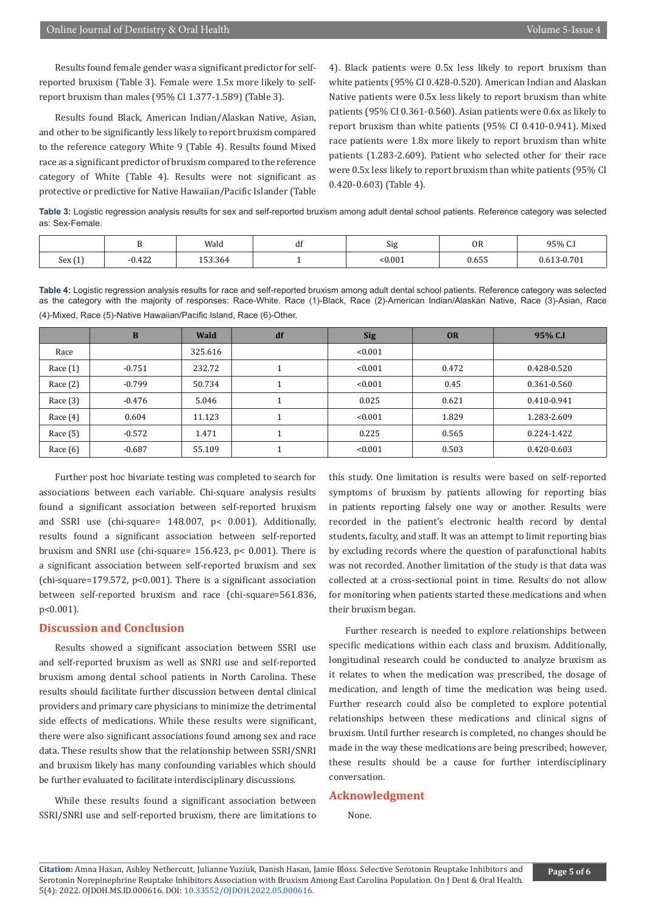Results found female gender was a significant predictor for self-reported bruxism (Table 3). Female were 1.5x more likely to self-report bruxism than males (95% CI 1.377-1.589) (Table 3).

Results found Black, American Indian/Alaskan Native, Asian, and other to be significantly less likely to report bruxism compared to the reference category White 9 (Table 4). Results found Mixed race as a significant predictor of bruxism compared to the reference category of White (Table 4). Results were not significant as protective or predictive for Native Hawaiian/Pacific Islander (Table 4). Black patients were 0.5x less likely to report bruxism than white patients (95% CI 0.428-0.520). American Indian and Alaskan Native patients were 0.5x less likely to report bruxism than white patients (95% CI 0.361-0.560). Asian patients were 0.6x as likely to report bruxism than white patients (95% CI 0.410-0.941). Mixed race patients were 1.8x more likely to report bruxism than white patients (1.283-2.609). Patient who selected other for their race were 0.5x less likely to report bruxism than white patients (95% CI 0.420-0.603) (Table 4).

**Table 3:** Logistic regression analysis results for sex and self-reported bruxism among adult dental school patients. Reference category was selected as: Sex-Female.

| | B | Wald | df | Sig | OR | 95% C.I |
|---|---|---|---|---|---|---|
| Sex (1) | -0.422 | 153.364 | 1 | <0.001 | 0.655 | 0.613-0.701 |

**Table 4:** Logistic regression analysis results for race and self-reported bruxism among adult dental school patients. Reference category was selected as the category with the majority of responses: Race-White. Race (1)-Black, Race (2)-American Indian/Alaskan Native, Race (3)-Asian, Race (4)-Mixed, Race (5)-Native Hawaiian/Pacific Island, Race (6)-Other.

| | B | Wald | df | Sig | OR | 95% C.I |
|---|---|---|---|---|---|---|
| Race | | 325.616 | | <0.001 | | |
| Race (1) | -0.751 | 232.72 | 1 | <0.001 | 0.472 | 0.428-0.520 |
| Race (2) | -0.799 | 50.734 | 1 | <0.001 | 0.45 | 0.361-0.560 |
| Race (3) | -0.476 | 5.046 | 1 | 0.025 | 0.621 | 0.410-0.941 |
| Race (4) | 0.604 | 11.123 | 1 | <0.001 | 1.829 | 1.283-2.609 |
| Race (5) | -0.572 | 1.471 | 1 | 0.225 | 0.565 | 0.224-1.422 |
| Race (6) | -0.687 | 55.109 | 1 | <0.001 | 0.503 | 0.420-0.603 |

Further post hoc bivariate testing was completed to search for associations between each variable. Chi-square analysis results found a significant association between self-reported bruxism and SSRI use (chi-square= 148.007, $p< 0.001$). Additionally, results found a significant association between self-reported bruxism and SNRI use (chi-square= 156.423, $p< 0.001$). There is a significant association between self-reported bruxism and sex (chi-square=179.572, $p<0.001$). There is a significant association between self-reported bruxism and race (chi-square=561.836, $p<0.001$).

## Discussion and Conclusion

Results showed a significant association between SSRI use and self-reported bruxism as well as SNRI use and self-reported bruxism among dental school patients in North Carolina. These results should facilitate further discussion between dental clinical providers and primary care physicians to minimize the detrimental side effects of medications. While these results were significant, there were also significant associations found among sex and race data. These results show that the relationship between SSRI/SNRI and bruxism likely has many confounding variables which should be further evaluated to facilitate interdisciplinary discussions.

While these results found a significant association between SSRI/SNRI use and self-reported bruxism, there are limitations to this study. One limitation is results were based on self-reported symptoms of bruxism by patients allowing for reporting bias in patients reporting falsely one way or another. Results were recorded in the patient's electronic health record by dental students, faculty, and staff. It was an attempt to limit reporting bias by excluding records where the question of parafunctional habits was not recorded. Another limitation of the study is that data was collected at a cross-sectional point in time. Results do not allow for monitoring when patients started these medications and when their bruxism began.

Further research is needed to explore relationships between specific medications within each class and bruxism. Additionally, longitudinal research could be conducted to analyze bruxism as it relates to when the medication was prescribed, the dosage of medication, and length of time the medication was being used. Further research could also be completed to explore potential relationships between these medications and clinical signs of bruxism. Until further research is completed, no changes should be made in the way these medications are being prescribed; however, these results should be a cause for further interdisciplinary conversation.

## Acknowledgment

None.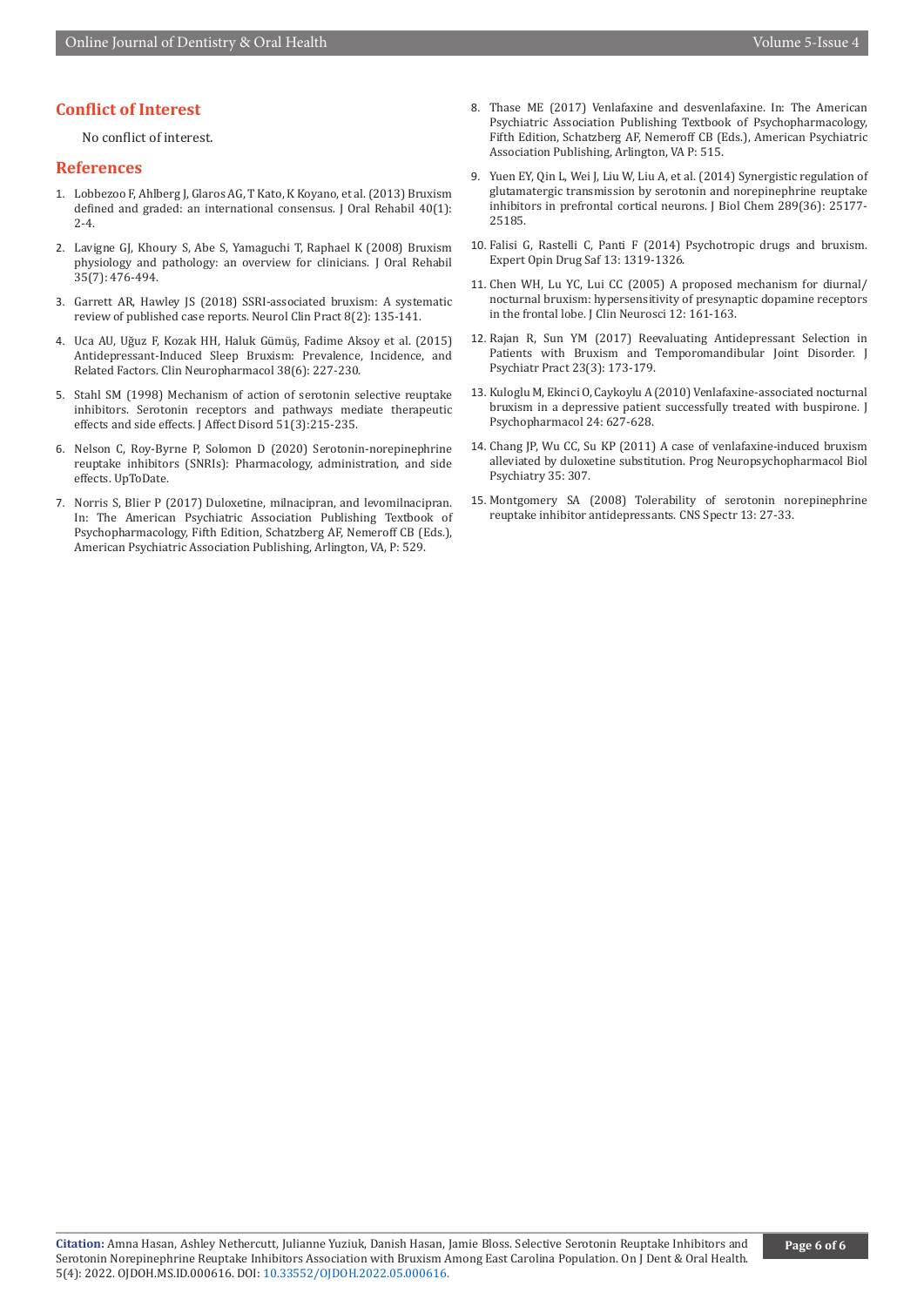## Conflict of Interest

No conflict of interest.

## References

1. Lobbezoo F, Ahlberg J, Glaros AG, T Kato, K Koyano, et al. (2013) Bruxism defined and graded: an international consensus. J Oral Rehabil 40(1): 2-4.
2. Lavigne GJ, Khoury S, Abe S, Yamaguchi T, Raphael K (2008) Bruxism physiology and pathology: an overview for clinicians. J Oral Rehabil 35(7): 476-494.
3. Garrett AR, Hawley JS (2018) SSRI-associated bruxism: A systematic review of published case reports. Neurol Clin Pract 8(2): 135-141.
4. Uca AU, Uğuz F, Kozak HH, Haluk Gümüş, Fadime Aksoy et al. (2015) Antidepressant-Induced Sleep Bruxism: Prevalence, Incidence, and Related Factors. Clin Neuropharmacol 38(6): 227-230.
5. Stahl SM (1998) Mechanism of action of serotonin selective reuptake inhibitors. Serotonin receptors and pathways mediate therapeutic effects and side effects. J Affect Disord 51(3):215-235.
6. Nelson C, Roy-Byrne P, Solomon D (2020) Serotonin-norepinephrine reuptake inhibitors (SNRIs): Pharmacology, administration, and side effects. UpToDate.
7. Norris S, Blier P (2017) Duloxetine, milnacipran, and levomilnacipran. In: The American Psychiatric Association Publishing Textbook of Psychopharmacology, Fifth Edition, Schatzberg AF, Nemeroff CB (Eds.), American Psychiatric Association Publishing, Arlington, VA, P: 529.
8. Thase ME (2017) Venlafaxine and desvenlafaxine. In: The American Psychiatric Association Publishing Textbook of Psychopharmacology, Fifth Edition, Schatzberg AF, Nemeroff CB (Eds.), American Psychiatric Association Publishing, Arlington, VA P: 515.
9. Yuen EY, Qin L, Wei J, Liu W, Liu A, et al. (2014) Synergistic regulation of glutamatergic transmission by serotonin and norepinephrine reuptake inhibitors in prefrontal cortical neurons. J Biol Chem 289(36): 25177-25185.
10. Falisi G, Rastelli C, Panti F (2014) Psychotropic drugs and bruxism. Expert Opin Drug Saf 13: 1319-1326.
11. Chen WH, Lu YC, Lui CC (2005) A proposed mechanism for diurnal/nocturnal bruxism: hypersensitivity of presynaptic dopamine receptors in the frontal lobe. J Clin Neurosci 12: 161-163.
12. Rajan R, Sun YM (2017) Reevaluating Antidepressant Selection in Patients with Bruxism and Temporomandibular Joint Disorder. J Psychiatr Pract 23(3): 173-179.
13. Kuloglu M, Ekinci O, Caykoylu A (2010) Venlafaxine-associated nocturnal bruxism in a depressive patient successfully treated with buspirone. J Psychopharmacol 24: 627-628.
14. Chang JP, Wu CC, Su KP (2011) A case of venlafaxine-induced bruxism alleviated by duloxetine substitution. Prog Neuropsychopharmacol Biol Psychiatry 35: 307.
15. Montgomery SA (2008) Tolerability of serotonin norepinephrine reuptake inhibitor antidepressants. CNS Spectr 13: 27-33.